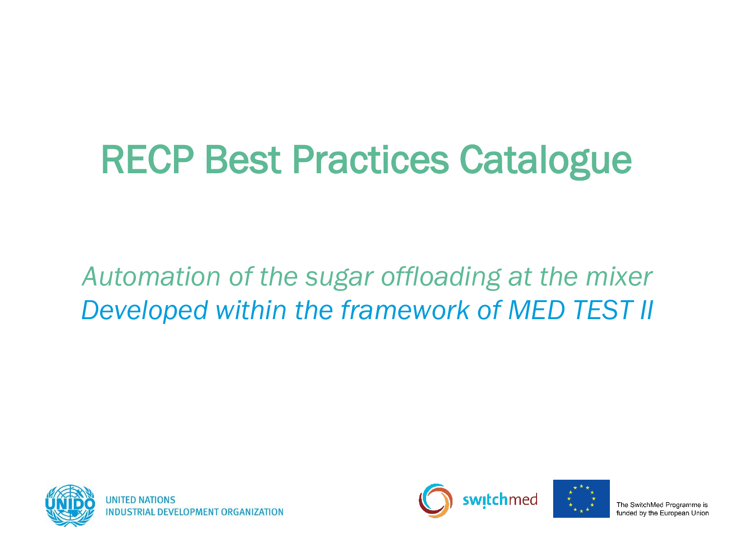# RECP Best Practices Catalogue

*Automation of the sugar offloading at the mixer*
*Developed within the framework of MED TEST II*

UNITED NATIONS
INDUSTRIAL DEVELOPMENT ORGANIZATION

switchmed

The SwitchMed Programme is funded by the European Union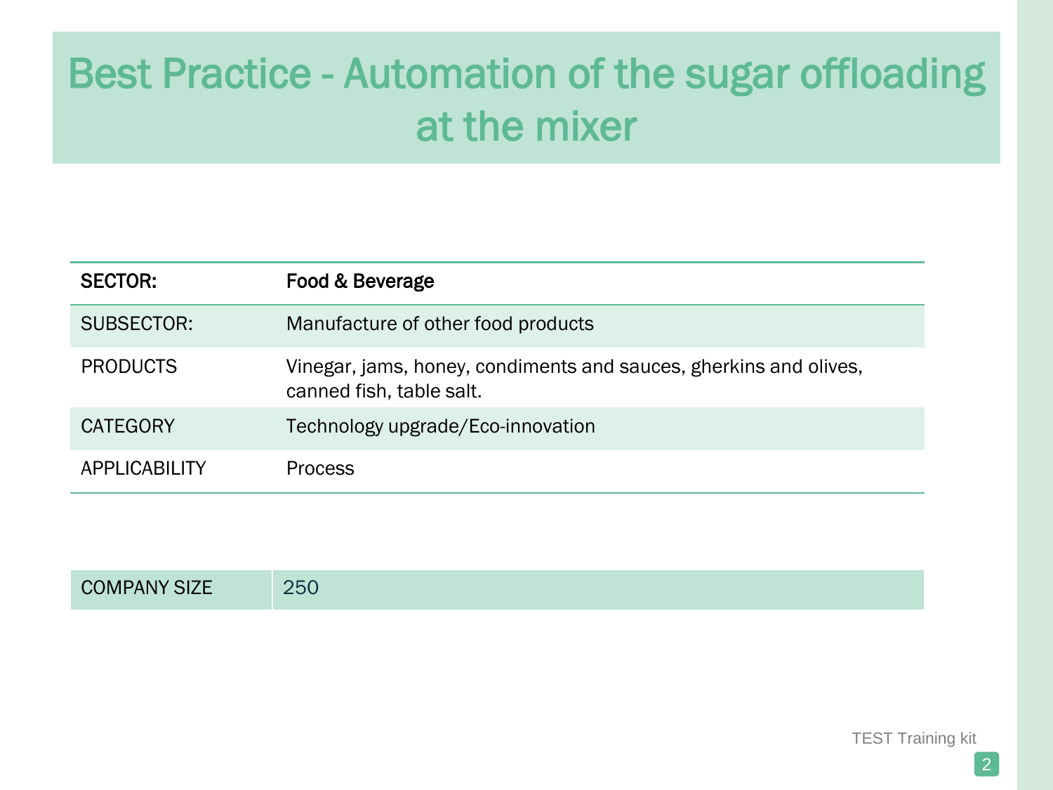# Best Practice - Automation of the sugar offloading at the mixer

| SECTOR: | Food & Beverage |
|---|---|
| SUBSECTOR: | Manufacture of other food products |
| PRODUCTS | Vinegar, jams, honey, condiments and sauces, gherkins and olives, canned fish, table salt. |
| CATEGORY | Technology upgrade/Eco-innovation |
| APPLICABILITY | Process |

| COMPANY SIZE | 250 |
|---|---|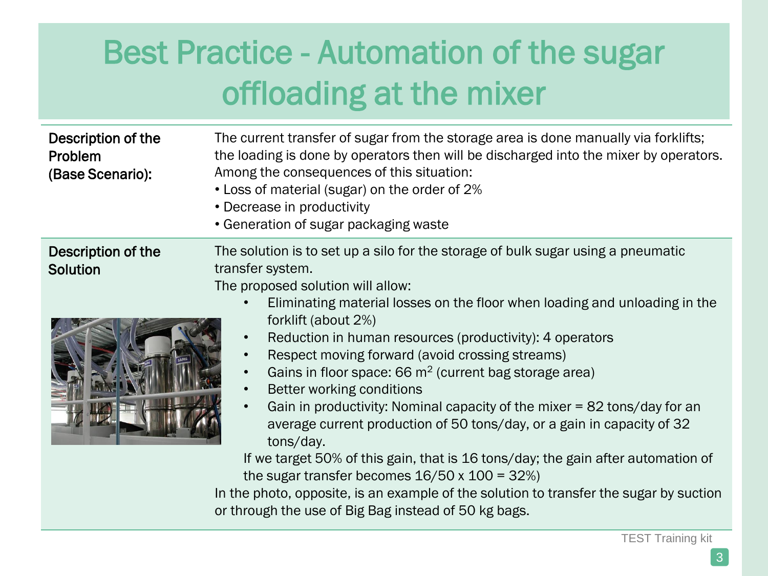# Best Practice - Automation of the sugar offloading at the mixer

| | |
|---|---|
| **Description of the Problem (Base Scenario):** | The current transfer of sugar from the storage area is done manually via forklifts; the loading is done by operators then will be discharged into the mixer by operators. Among the consequences of this situation:<br>• Loss of material (sugar) on the order of 2%<br>• Decrease in productivity<br>• Generation of sugar packaging waste |
| **Description of the Solution** | The solution is to set up a silo for the storage of bulk sugar using a pneumatic transfer system.<br>The proposed solution will allow:<br>• Eliminating material losses on the floor when loading and unloading in the forklift (about 2%)<br>• Reduction in human resources (productivity): 4 operators<br>• Respect moving forward (avoid crossing streams)<br>• Gains in floor space: 66 $m^2$ (current bag storage area)<br>• Better working conditions<br>• Gain in productivity: Nominal capacity of the mixer = 82 tons/day for an average current production of 50 tons/day, or a gain in capacity of 32 tons/day.<br>If we target 50% of this gain, that is 16 tons/day; the gain after automation of the sugar transfer becomes 16/50 x 100 = 32%)<br>In the photo, opposite, is an example of the solution to transfer the sugar by suction or through the use of Big Bag instead of 50 kg bags. |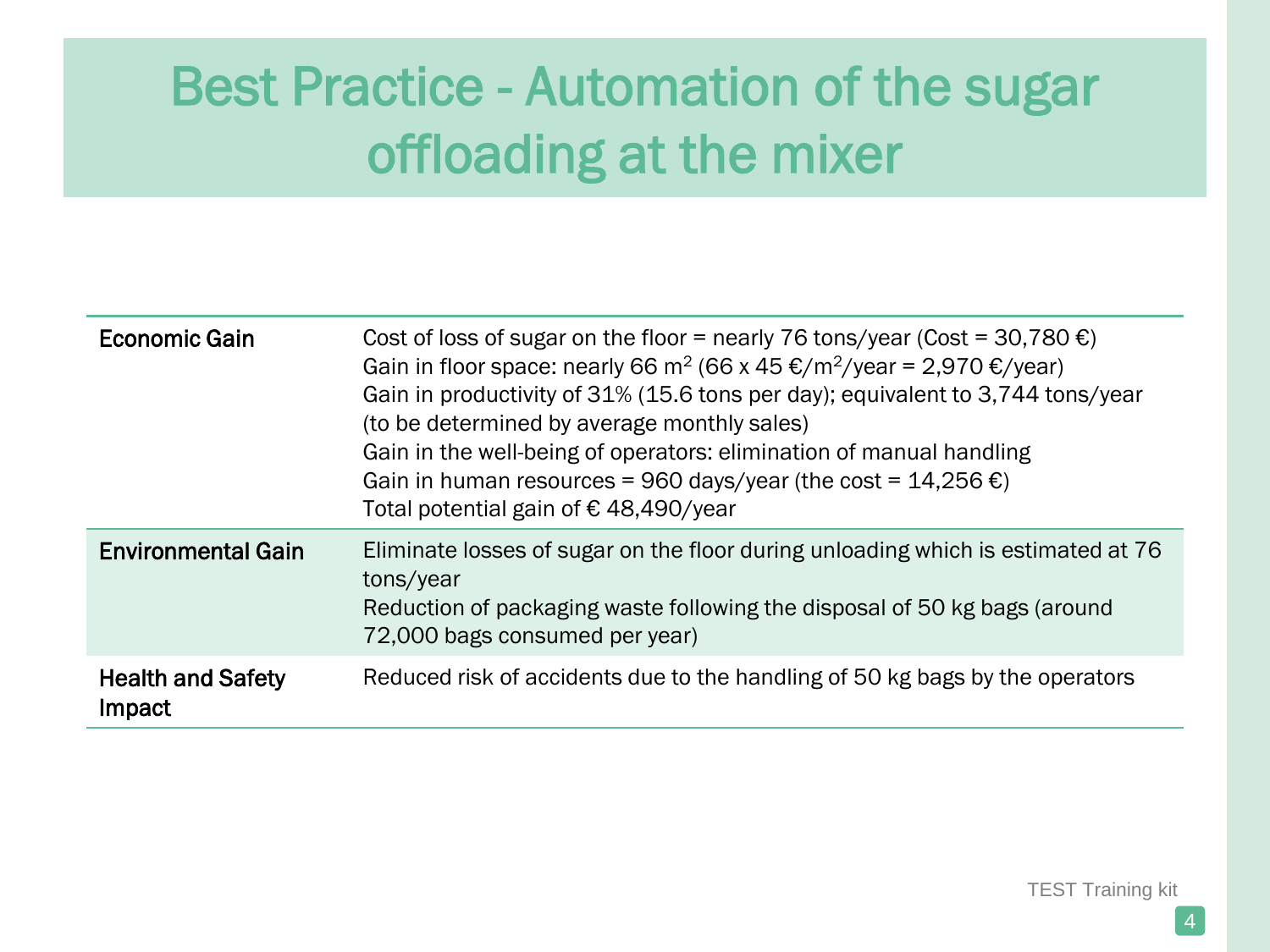# Best Practice - Automation of the sugar offloading at the mixer

| | |
|---|---|
| **Economic Gain** | Cost of loss of sugar on the floor = nearly 76 tons/year (Cost = 30,780 €)<br>Gain in floor space: nearly 66 $m^2$ (66 x 45 €/$m^2$/year = 2,970 €/year)<br>Gain in productivity of 31% (15.6 tons per day); equivalent to 3,744 tons/year (to be determined by average monthly sales)<br>Gain in the well-being of operators: elimination of manual handling<br>Gain in human resources = 960 days/year (the cost = 14,256 €)<br>Total potential gain of € 48,490/year |
| **Environmental Gain** | Eliminate losses of sugar on the floor during unloading which is estimated at 76 tons/year<br>Reduction of packaging waste following the disposal of 50 kg bags (around 72,000 bags consumed per year) |
| **Health and Safety Impact** | Reduced risk of accidents due to the handling of 50 kg bags by the operators |

TEST Training kit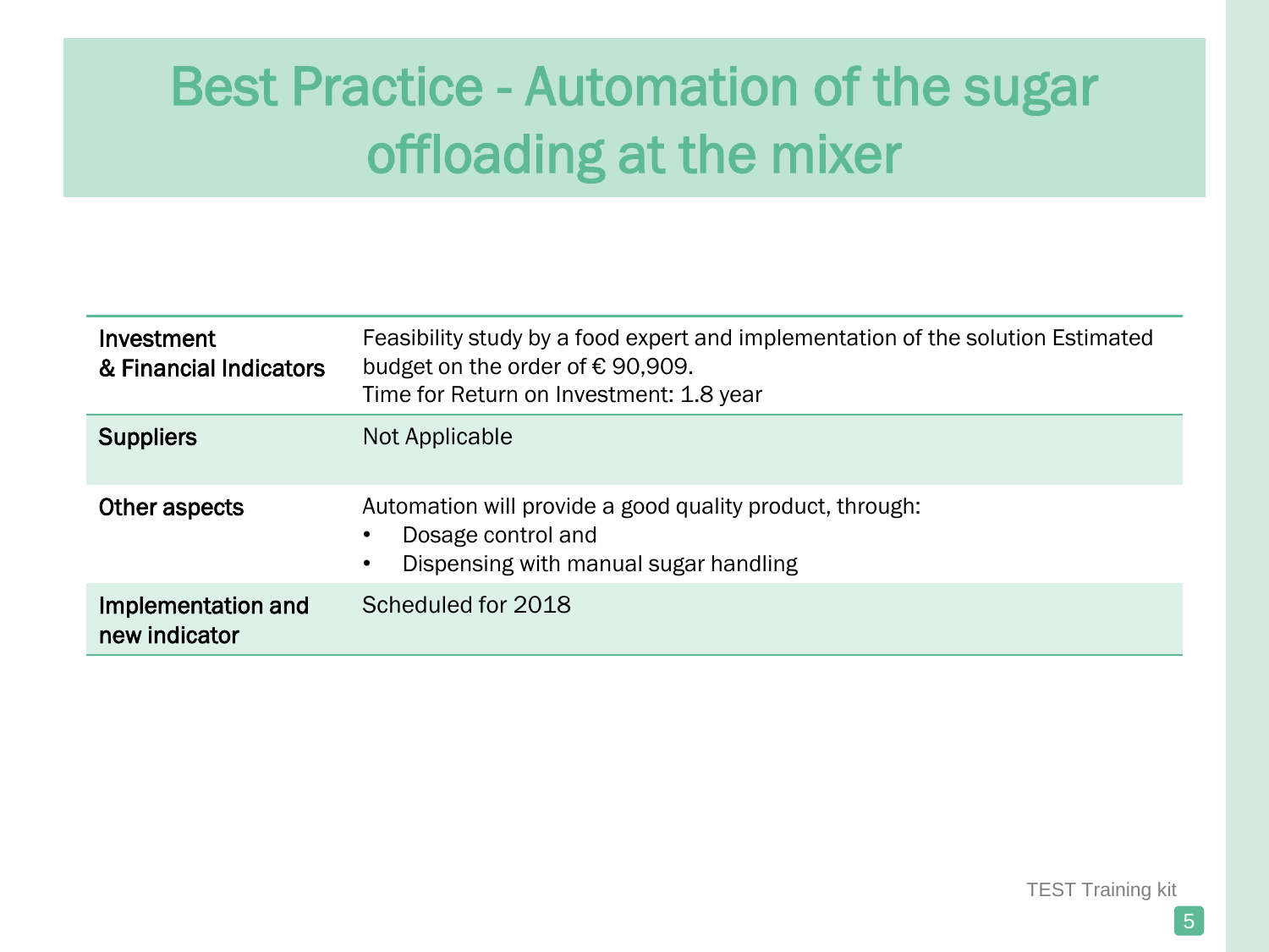# Best Practice - Automation of the sugar offloading at the mixer

| | |
|---|---|
| **Investment & Financial Indicators** | Feasibility study by a food expert and implementation of the solution Estimated budget on the order of € 90,909.<br>Time for Return on Investment: 1.8 year |
| **Suppliers** | Not Applicable |
| **Other aspects** | Automation will provide a good quality product, through:<br>• Dosage control and<br>• Dispensing with manual sugar handling |
| **Implementation and new indicator** | Scheduled for 2018 |

TEST Training kit